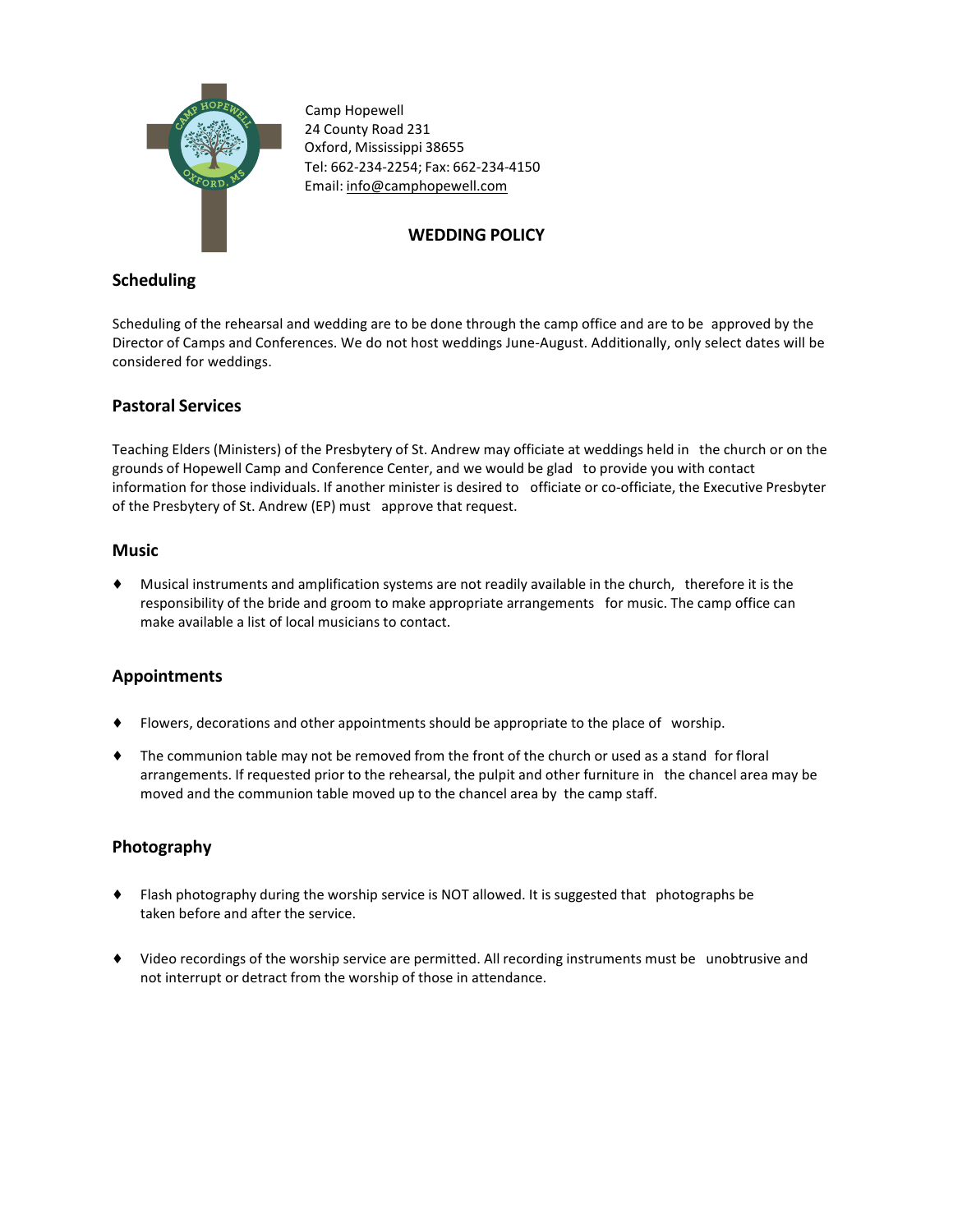Camp Hopewell
24 County Road 231
Oxford, Mississippi 38655
Tel: 662-234-2254; Fax: 662-234-4150
Email: info@camphopewell.com

# WEDDING POLICY

## Scheduling

Scheduling of the rehearsal and wedding are to be done through the camp office and are to be approved by the Director of Camps and Conferences. We do not host weddings June-August. Additionally, only select dates will be considered for weddings.

## Pastoral Services

Teaching Elders (Ministers) of the Presbytery of St. Andrew may officiate at weddings held in the church or on the grounds of Hopewell Camp and Conference Center, and we would be glad to provide you with contact information for those individuals. If another minister is desired to officiate or co-officiate, the Executive Presbyter of the Presbytery of St. Andrew (EP) must approve that request.

## Music

- Musical instruments and amplification systems are not readily available in the church, therefore it is the responsibility of the bride and groom to make appropriate arrangements for music. The camp office can make available a list of local musicians to contact.

## Appointments

- Flowers, decorations and other appointments should be appropriate to the place of worship.
- The communion table may not be removed from the front of the church or used as a stand for floral arrangements. If requested prior to the rehearsal, the pulpit and other furniture in the chancel area may be moved and the communion table moved up to the chancel area by the camp staff.

## Photography

- Flash photography during the worship service is NOT allowed. It is suggested that photographs be taken before and after the service.
- Video recordings of the worship service are permitted. All recording instruments must be unobtrusive and not interrupt or detract from the worship of those in attendance.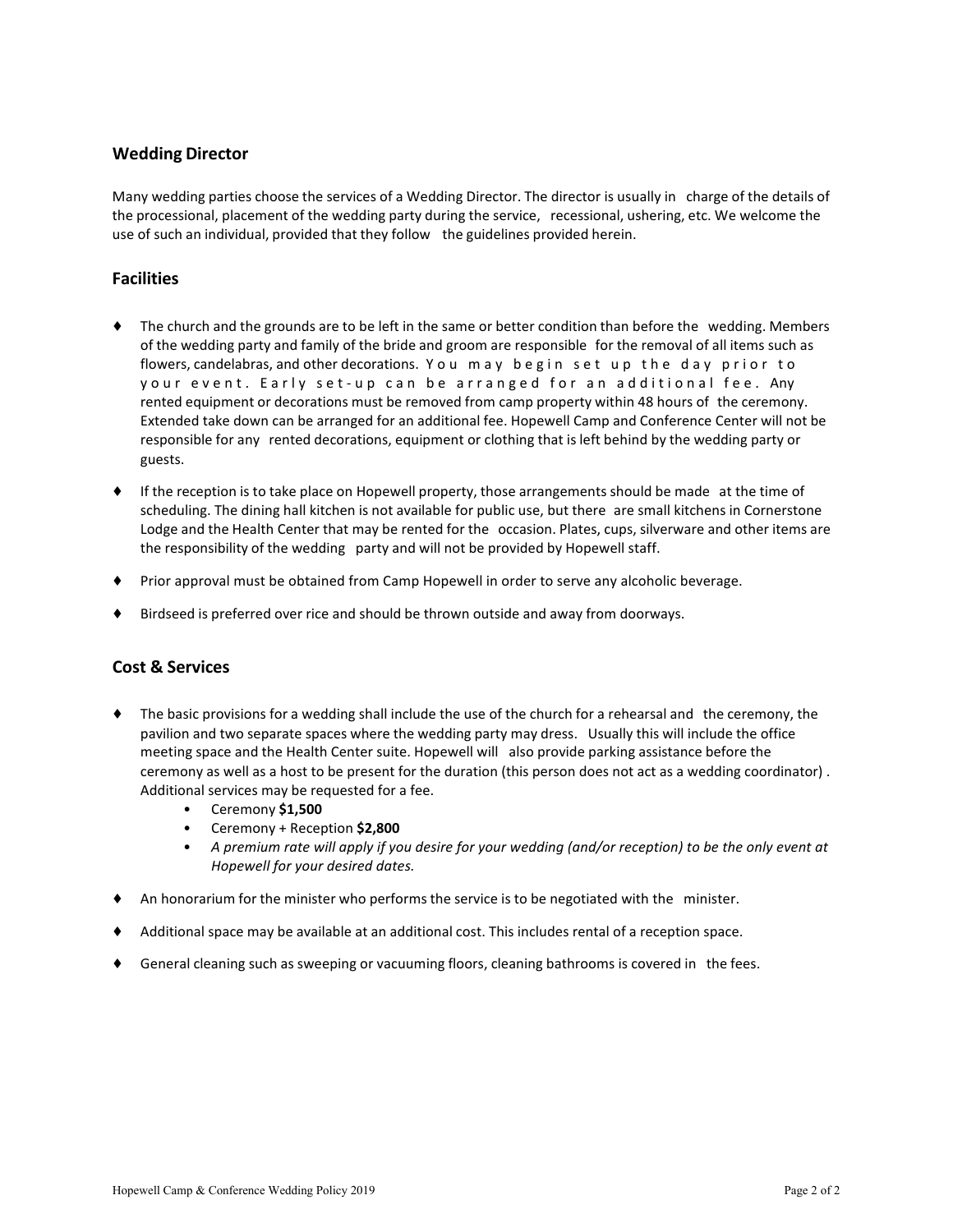## Wedding Director

Many wedding parties choose the services of a Wedding Director. The director is usually in charge of the details of the processional, placement of the wedding party during the service, recessional, ushering, etc. We welcome the use of such an individual, provided that they follow the guidelines provided herein.

## Facilities

- The church and the grounds are to be left in the same or better condition than before the wedding. Members of the wedding party and family of the bride and groom are responsible for the removal of all items such as flowers, candelabras, and other decorations. You may begin set up the day prior to your event. Early set-up can be arranged for an additional fee. Any rented equipment or decorations must be removed from camp property within 48 hours of the ceremony. Extended take down can be arranged for an additional fee. Hopewell Camp and Conference Center will not be responsible for any rented decorations, equipment or clothing that is left behind by the wedding party or guests.
- If the reception is to take place on Hopewell property, those arrangements should be made at the time of scheduling. The dining hall kitchen is not available for public use, but there are small kitchens in Cornerstone Lodge and the Health Center that may be rented for the occasion. Plates, cups, silverware and other items are the responsibility of the wedding party and will not be provided by Hopewell staff.
- Prior approval must be obtained from Camp Hopewell in order to serve any alcoholic beverage.
- Birdseed is preferred over rice and should be thrown outside and away from doorways.

## Cost & Services

- The basic provisions for a wedding shall include the use of the church for a rehearsal and the ceremony, the pavilion and two separate spaces where the wedding party may dress. Usually this will include the office meeting space and the Health Center suite. Hopewell will also provide parking assistance before the ceremony as well as a host to be present for the duration (this person does not act as a wedding coordinator) . Additional services may be requested for a fee.
  - Ceremony **$1,500**
  - Ceremony + Reception **$2,800**
  - *A premium rate will apply if you desire for your wedding (and/or reception) to be the only event at Hopewell for your desired dates.*
- An honorarium for the minister who performs the service is to be negotiated with the minister.
- Additional space may be available at an additional cost. This includes rental of a reception space.
- General cleaning such as sweeping or vacuuming floors, cleaning bathrooms is covered in the fees.